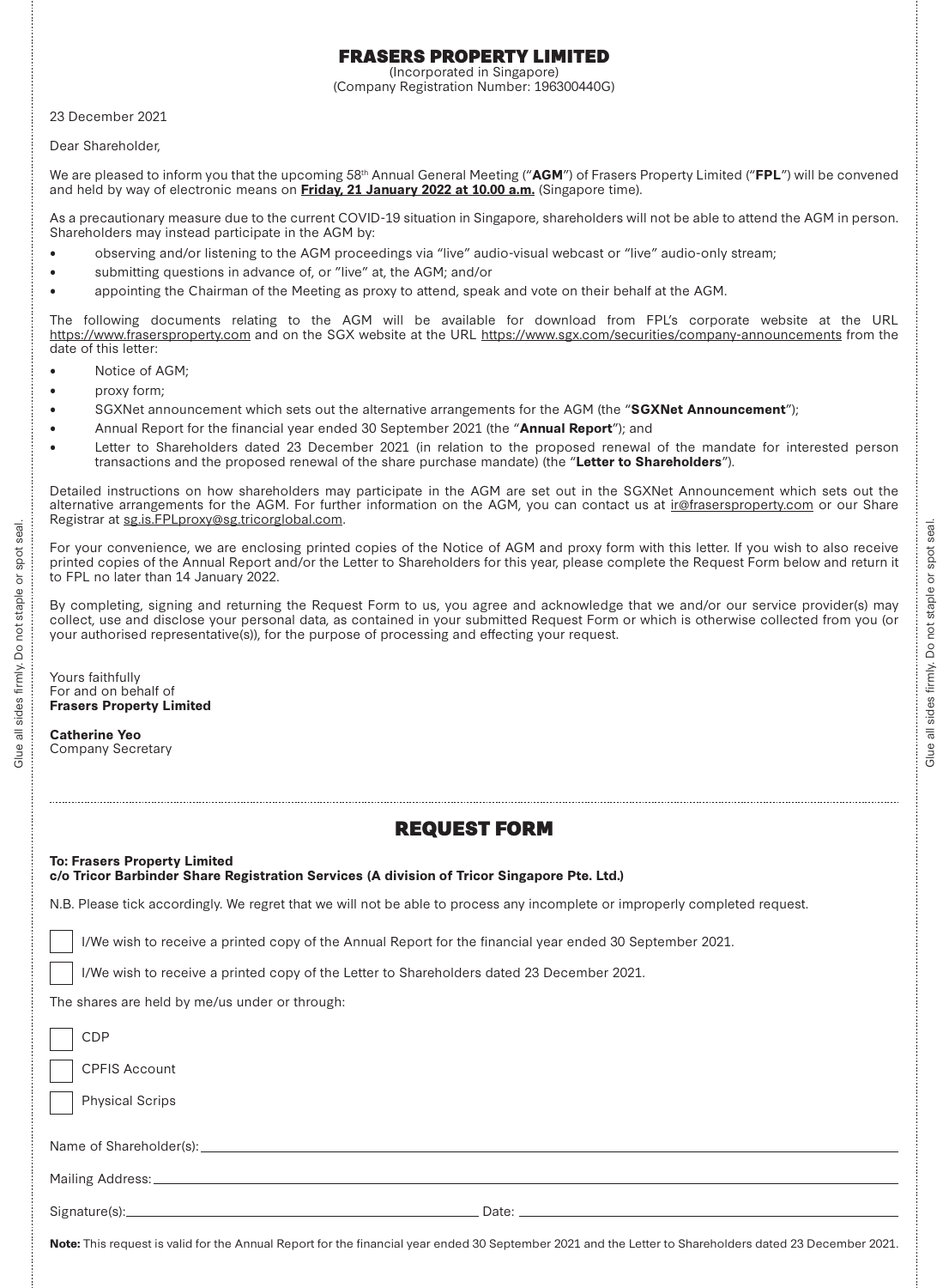# FRASERS PROPERTY LIMITED

(Incorporated in Singapore)
(Company Registration Number: 196300440G)

23 December 2021

Dear Shareholder,

We are pleased to inform you that the upcoming 58th Annual General Meeting ("**AGM**") of Frasers Property Limited ("**FPL**") will be convened and held by way of electronic means on **Friday, 21 January 2022 at 10.00 a.m.** (Singapore time).

As a precautionary measure due to the current COVID-19 situation in Singapore, shareholders will not be able to attend the AGM in person. Shareholders may instead participate in the AGM by:

- observing and/or listening to the AGM proceedings via "live" audio-visual webcast or "live" audio-only stream;
- submitting questions in advance of, or "live" at, the AGM; and/or
- appointing the Chairman of the Meeting as proxy to attend, speak and vote on their behalf at the AGM.

The following documents relating to the AGM will be available for download from FPL's corporate website at the URL https://www.frasersproperty.com and on the SGX website at the URL https://www.sgx.com/securities/company-announcements from the date of this letter:

- Notice of AGM;
- proxy form;
- SGXNet announcement which sets out the alternative arrangements for the AGM (the "**SGXNet Announcement**");
- Annual Report for the financial year ended 30 September 2021 (the "**Annual Report**"); and
- Letter to Shareholders dated 23 December 2021 (in relation to the proposed renewal of the mandate for interested person transactions and the proposed renewal of the share purchase mandate) (the "**Letter to Shareholders**").

Detailed instructions on how shareholders may participate in the AGM are set out in the SGXNet Announcement which sets out the alternative arrangements for the AGM. For further information on the AGM, you can contact us at ir@frasersproperty.com or our Share Registrar at sg.is.FPLproxy@sg.tricorglobal.com.

For your convenience, we are enclosing printed copies of the Notice of AGM and proxy form with this letter. If you wish to also receive printed copies of the Annual Report and/or the Letter to Shareholders for this year, please complete the Request Form below and return it to FPL no later than 14 January 2022.

By completing, signing and returning the Request Form to us, you agree and acknowledge that we and/or our service provider(s) may collect, use and disclose your personal data, as contained in your submitted Request Form or which is otherwise collected from you (or your authorised representative(s)), for the purpose of processing and effecting your request.

Yours faithfully
For and on behalf of
**Frasers Property Limited**

**Catherine Yeo**
Company Secretary

Glue all sides firmly. Do not staple or spot seal.

## REQUEST FORM

**To: Frasers Property Limited**
**c/o Tricor Barbinder Share Registration Services (A division of Tricor Singapore Pte. Ltd.)**

N.B. Please tick accordingly. We regret that we will not be able to process any incomplete or improperly completed request.

☐ I/We wish to receive a printed copy of the Annual Report for the financial year ended 30 September 2021.

☐ I/We wish to receive a printed copy of the Letter to Shareholders dated 23 December 2021.

The shares are held by me/us under or through:

☐ CDP

☐ CPFIS Account

☐ Physical Scrips

Name of Shareholder(s): ____________________

Mailing Address: ____________________

Signature(s): ____________________ Date: ____________________

**Note:** This request is valid for the Annual Report for the financial year ended 30 September 2021 and the Letter to Shareholders dated 23 December 2021.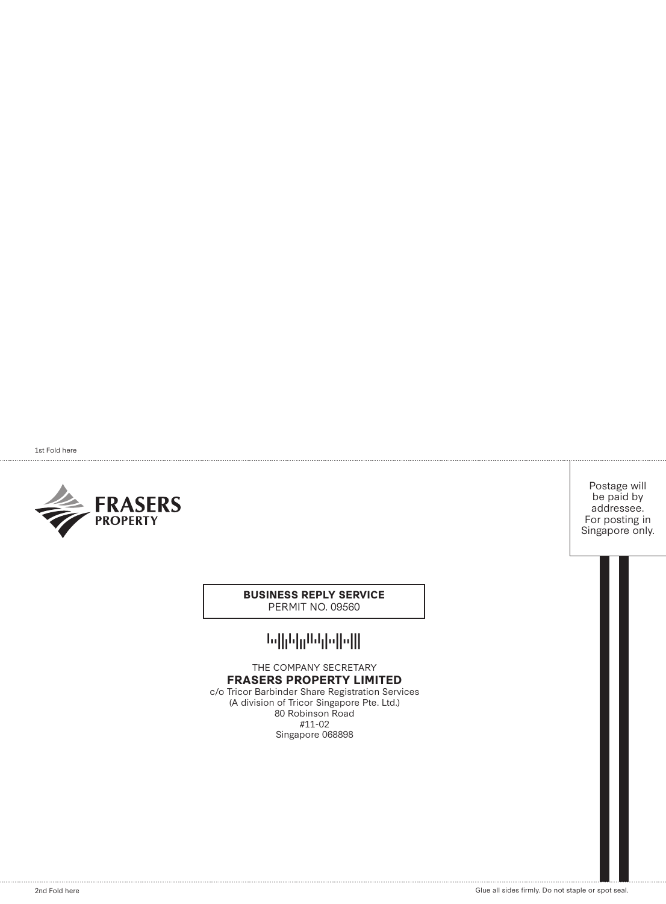1st Fold here

FRASERS PROPERTY

Postage will be paid by addressee. For posting in Singapore only.

**BUSINESS REPLY SERVICE**
PERMIT NO. 09560

THE COMPANY SECRETARY
**FRASERS PROPERTY LIMITED**
c/o Tricor Barbinder Share Registration Services
(A division of Tricor Singapore Pte. Ltd.)
80 Robinson Road
#11-02
Singapore 068898

2nd Fold here

Glue all sides firmly. Do not staple or spot seal.